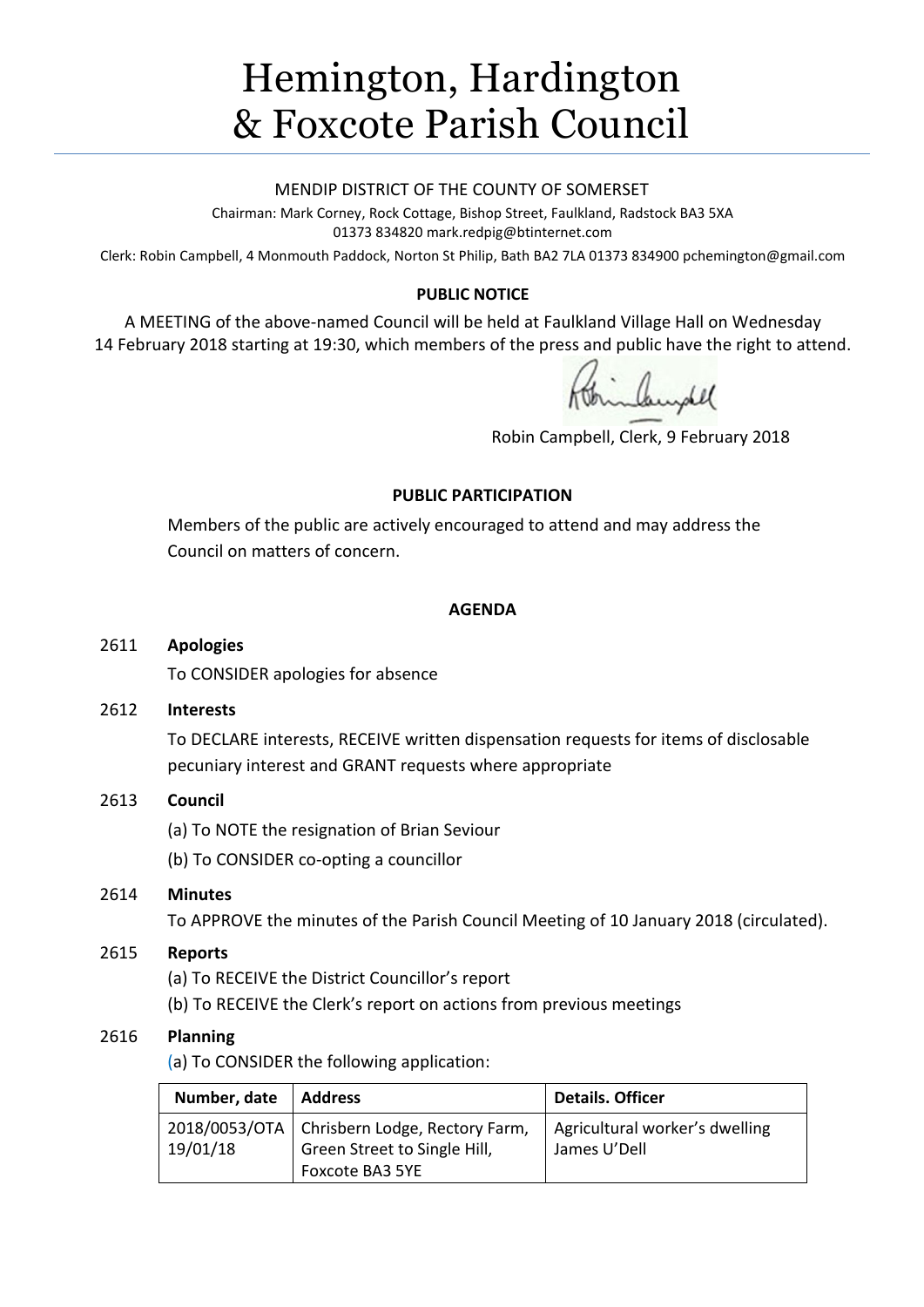# Hemington, Hardington & Foxcote Parish Council

MENDIP DISTRICT OF THE COUNTY OF SOMERSET

Chairman: Mark Corney, Rock Cottage, Bishop Street, Faulkland, Radstock BA3 5XA
01373 834820 mark.redpig@btinternet.com

Clerk: Robin Campbell, 4 Monmouth Paddock, Norton St Philip, Bath BA2 7LA 01373 834900 pchemington@gmail.com

**PUBLIC NOTICE**

A MEETING of the above-named Council will be held at Faulkland Village Hall on Wednesday 14 February 2018 starting at 19:30, which members of the press and public have the right to attend.

Robin Campbell, Clerk, 9 February 2018

**PUBLIC PARTICIPATION**

Members of the public are actively encouraged to attend and may address the Council on matters of concern.

**AGENDA**

2611 **Apologies**

To CONSIDER apologies for absence

2612 **Interests**

To DECLARE interests, RECEIVE written dispensation requests for items of disclosable pecuniary interest and GRANT requests where appropriate

2613 **Council**

(a) To NOTE the resignation of Brian Seviour

(b) To CONSIDER co-opting a councillor

2614 **Minutes**

To APPROVE the minutes of the Parish Council Meeting of 10 January 2018 (circulated).

2615 **Reports**

(a) To RECEIVE the District Councillor's report

(b) To RECEIVE the Clerk's report on actions from previous meetings

2616 **Planning**

(a) To CONSIDER the following application:

| Number, date | Address | Details. Officer |
|---|---|---|
| 2018/0053/OTA 19/01/18 | Chrisbern Lodge, Rectory Farm, Green Street to Single Hill, Foxcote BA3 5YE | Agricultural worker's dwelling James U'Dell |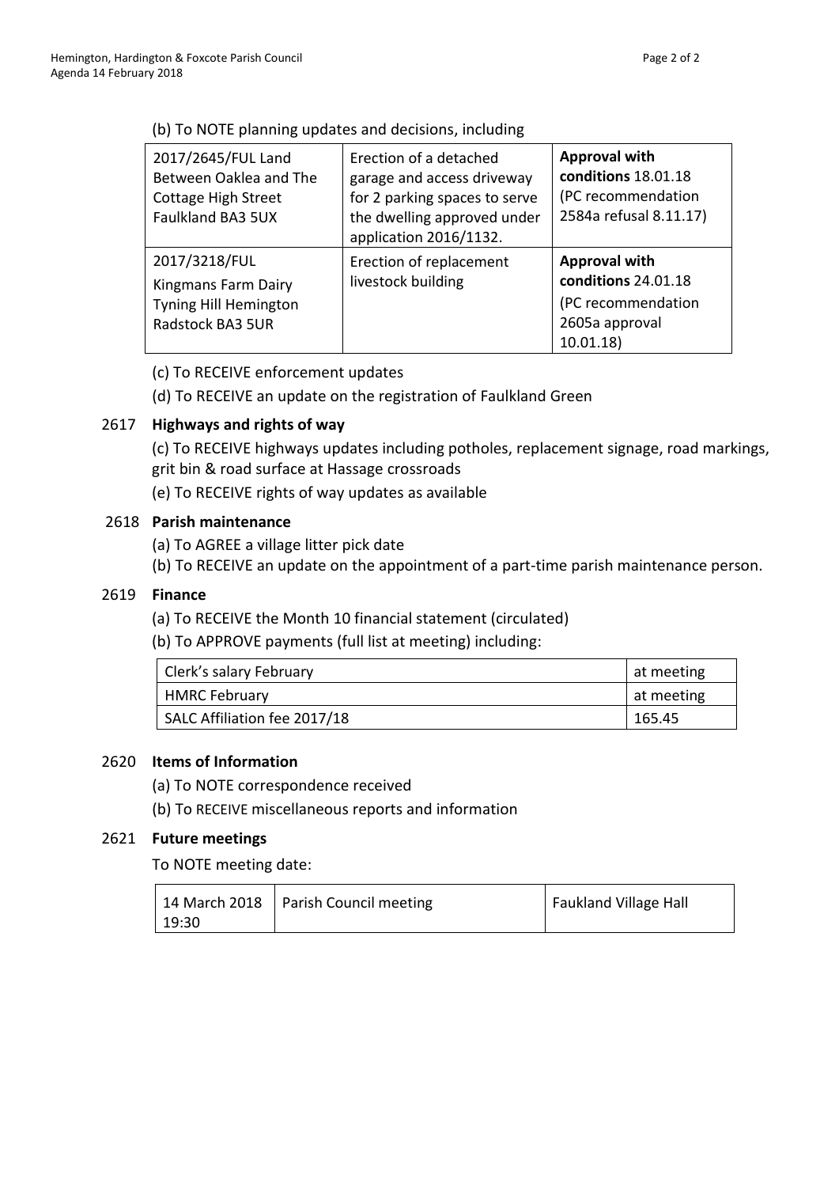(b) To NOTE planning updates and decisions, including

| | | |
|---|---|---|
| 2017/2645/FUL Land Between Oaklea and The Cottage High Street Faulkland BA3 5UX | Erection of a detached garage and access driveway for 2 parking spaces to serve the dwelling approved under application 2016/1132. | **Approval with conditions** 18.01.18 (PC recommendation 2584a refusal 8.11.17) |
| 2017/3218/FUL Kingmans Farm Dairy Tyning Hill Hemington Radstock BA3 5UR | Erection of replacement livestock building | **Approval with conditions** 24.01.18 (PC recommendation 2605a approval 10.01.18) |

(c) To RECEIVE enforcement updates

(d) To RECEIVE an update on the registration of Faulkland Green

2617 **Highways and rights of way**

(c) To RECEIVE highways updates including potholes, replacement signage, road markings, grit bin & road surface at Hassage crossroads

(e) To RECEIVE rights of way updates as available

2618 **Parish maintenance**

(a) To AGREE a village litter pick date

(b) To RECEIVE an update on the appointment of a part-time parish maintenance person.

2619 **Finance**

(a) To RECEIVE the Month 10 financial statement (circulated)

(b) To APPROVE payments (full list at meeting) including:

| | |
|---|---|
| Clerk's salary February | at meeting |
| HMRC February | at meeting |
| SALC Affiliation fee 2017/18 | 165.45 |

2620 **Items of Information**

(a) To NOTE correspondence received

(b) To RECEIVE miscellaneous reports and information

2621 **Future meetings**

To NOTE meeting date:

| | | |
|---|---|---|
| 14 March 2018 19:30 | Parish Council meeting | Faukland Village Hall |